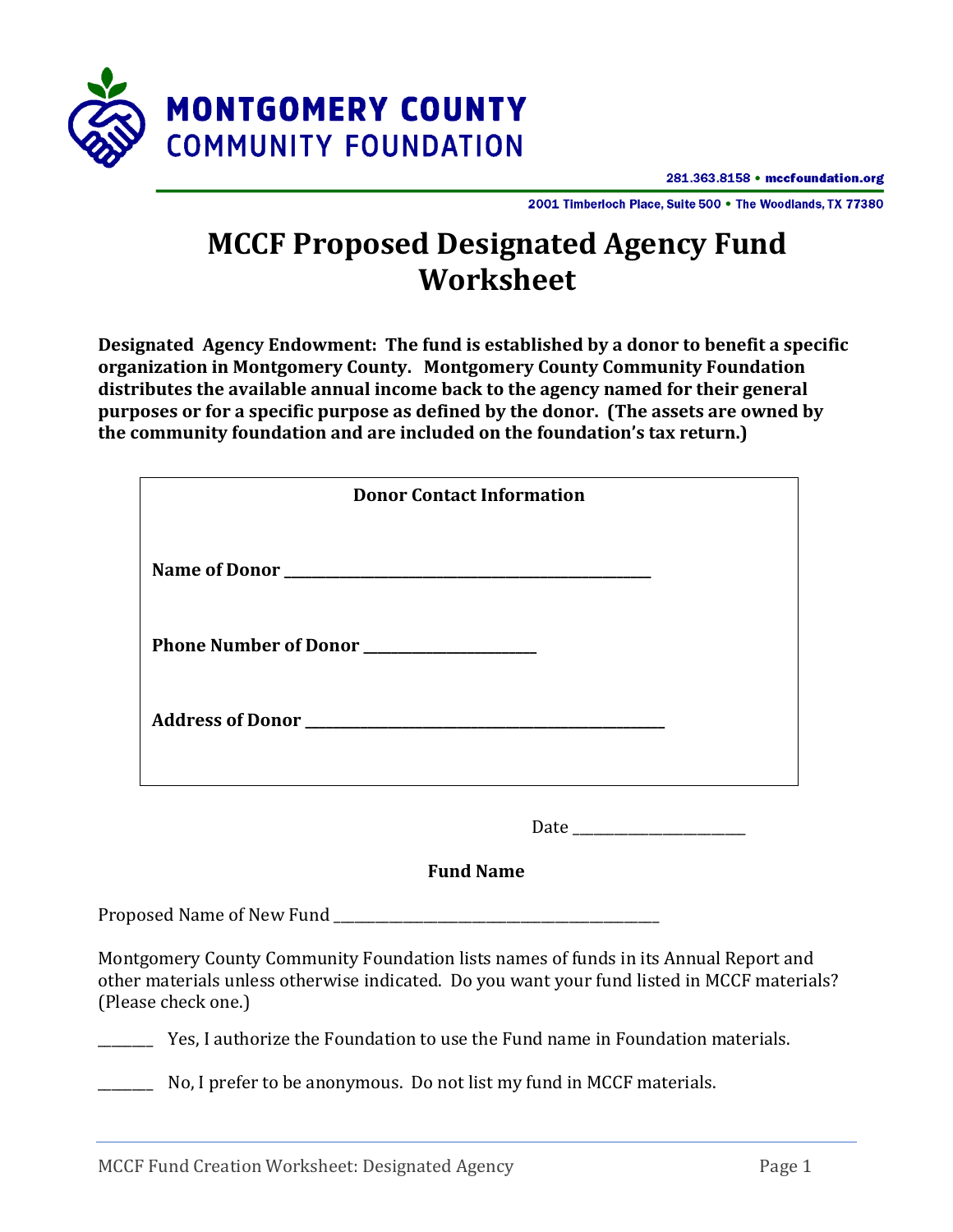**MONTGOMERY COUNTY COMMUNITY FOUNDATION**

281.363.8158 • mccfoundation.org

2001 Timberloch Place, Suite 500 • The Woodlands, TX 77380

# MCCF Proposed Designated Agency Fund Worksheet

**Designated Agency Endowment: The fund is established by a donor to benefit a specific organization in Montgomery County. Montgomery County Community Foundation distributes the available annual income back to the agency named for their general purposes or for a specific purpose as defined by the donor. (The assets are owned by the community foundation and are included on the foundation's tax return.)**

**Donor Contact Information**

**Name of Donor** ____________________________________________

**Phone Number of Donor** ______________________

**Address of Donor** ____________________________________________

Date ______________________

**Fund Name**

Proposed Name of New Fund ____________________________________________

Montgomery County Community Foundation lists names of funds in its Annual Report and other materials unless otherwise indicated. Do you want your fund listed in MCCF materials? (Please check one.)

_______ Yes, I authorize the Foundation to use the Fund name in Foundation materials.

_______ No, I prefer to be anonymous. Do not list my fund in MCCF materials.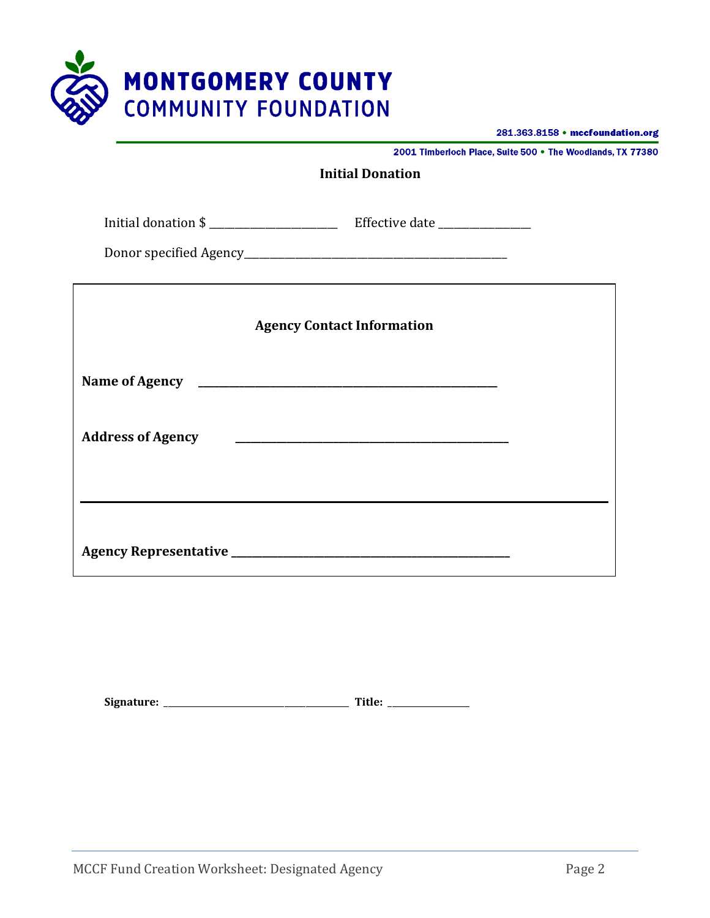**MONTGOMERY COUNTY COMMUNITY FOUNDATION**

281.363.8158 • mccfoundation.org

2001 Timberloch Place, Suite 500 • The Woodlands, TX 77380

## Initial Donation

Initial donation $ ______________________ Effective date ________________

Donor specified Agency_______________________________________________

### Agency Contact Information

**Name of Agency** ____________________________________________________

**Address of Agency** __________________________________________________

______________________________________________________________________

**Agency Representative** ______________________________________________

**Signature:** _________________________________ **Title:** _______________